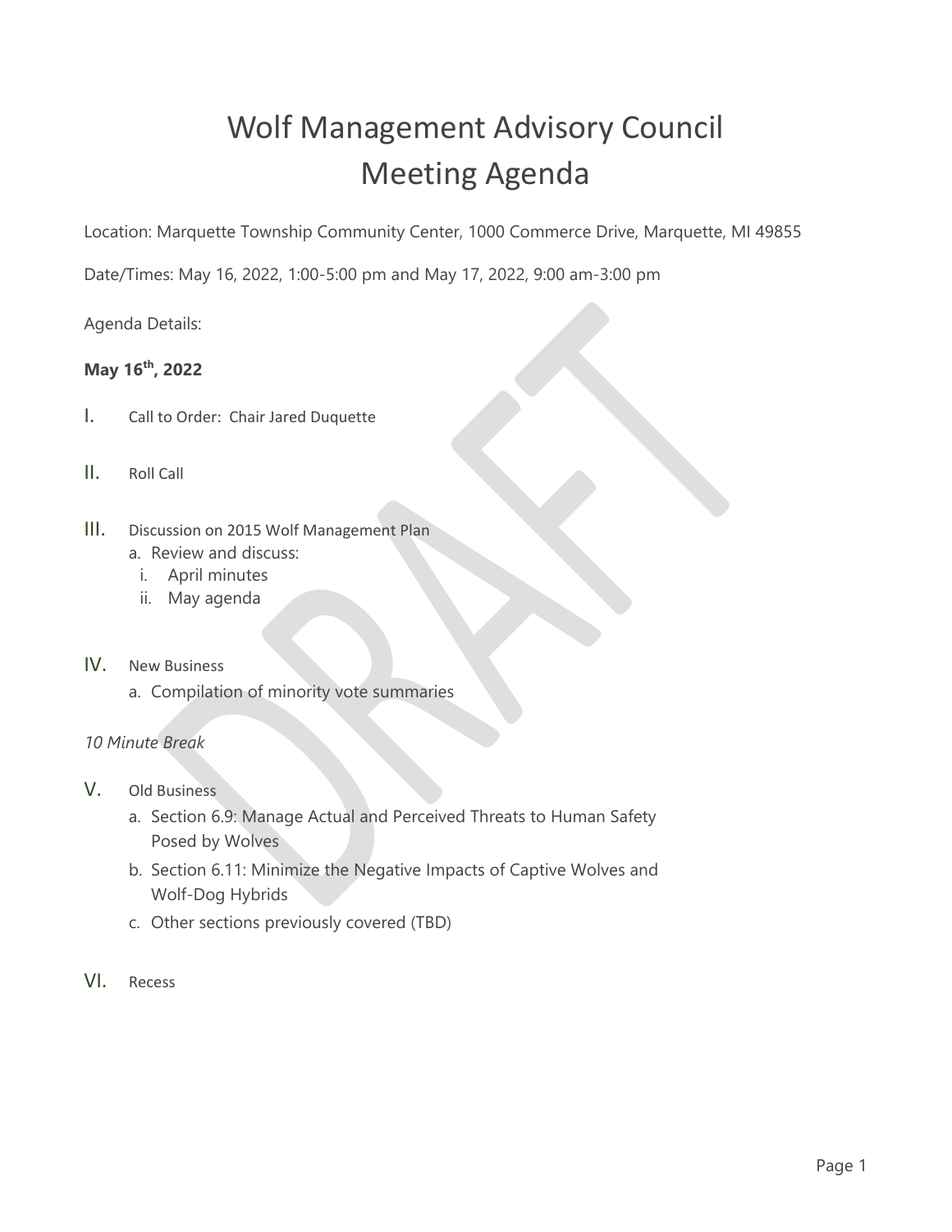# Wolf Management Advisory Council
# Meeting Agenda

Location: Marquette Township Community Center, 1000 Commerce Drive, Marquette, MI 49855

Date/Times: May 16, 2022, 1:00-5:00 pm and May 17, 2022, 9:00 am-3:00 pm

Agenda Details:

**May 16th, 2022**

I. Call to Order: Chair Jared Duquette

II. Roll Call

III. Discussion on 2015 Wolf Management Plan
   a. Review and discuss:
      i. April minutes
      ii. May agenda

IV. New Business
   a. Compilation of minority vote summaries

*10 Minute Break*

V. Old Business
   a. Section 6.9: Manage Actual and Perceived Threats to Human Safety Posed by Wolves
   b. Section 6.11: Minimize the Negative Impacts of Captive Wolves and Wolf-Dog Hybrids
   c. Other sections previously covered (TBD)

VI. Recess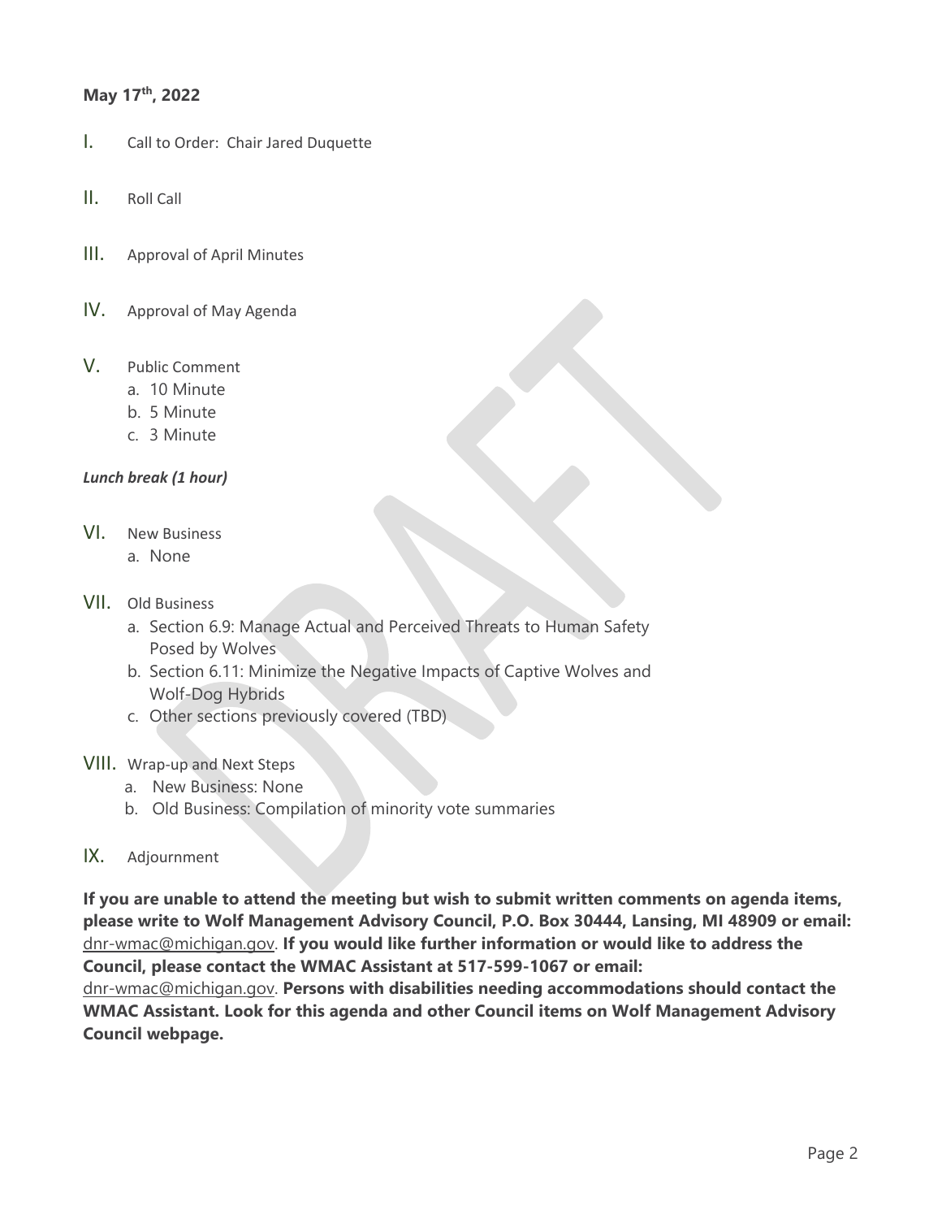**May 17th, 2022**

I. Call to Order: Chair Jared Duquette

II. Roll Call

III. Approval of April Minutes

IV. Approval of May Agenda

V. Public Comment
   a. 10 Minute
   b. 5 Minute
   c. 3 Minute

***Lunch break (1 hour)***

VI. New Business
   a. None

VII. Old Business
   a. Section 6.9: Manage Actual and Perceived Threats to Human Safety Posed by Wolves
   b. Section 6.11: Minimize the Negative Impacts of Captive Wolves and Wolf-Dog Hybrids
   c. Other sections previously covered (TBD)

VIII. Wrap-up and Next Steps
   a. New Business: None
   b. Old Business: Compilation of minority vote summaries

IX. Adjournment

**If you are unable to attend the meeting but wish to submit written comments on agenda items, please write to Wolf Management Advisory Council, P.O. Box 30444, Lansing, MI 48909 or email:** dnr-wmac@michigan.gov. **If you would like further information or would like to address the Council, please contact the WMAC Assistant at 517-599-1067 or email:** dnr-wmac@michigan.gov. **Persons with disabilities needing accommodations should contact the WMAC Assistant. Look for this agenda and other Council items on Wolf Management Advisory Council webpage.**